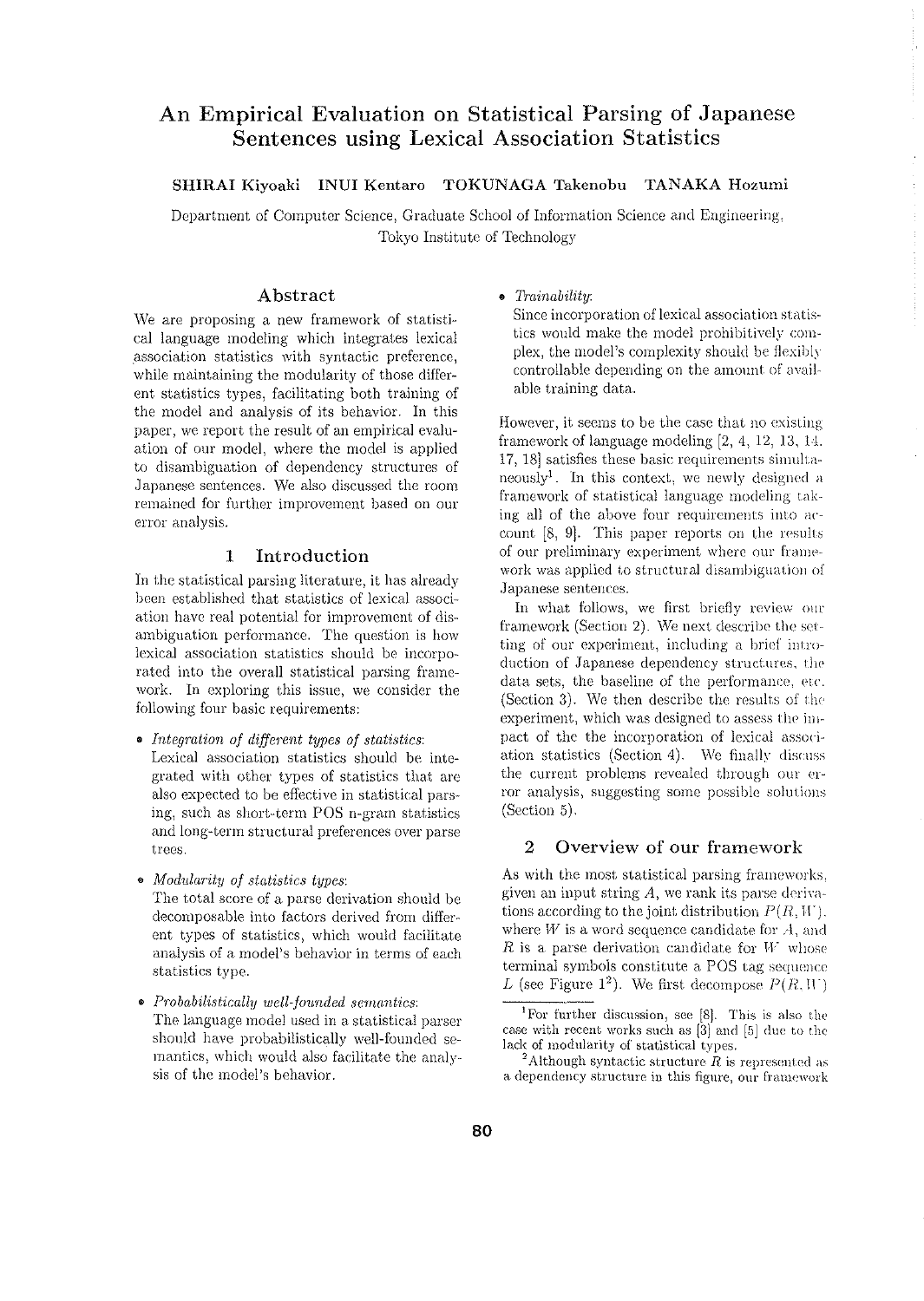# An Empirical Evaluation on Statistical Parsing of Japanese Sentences using Lexical Association Statistics

**SHIRAI Kiyoaki INUI Kentaro TOKUNAGA Takenobu TANAKA Hozumi**

Department of Computer Science, Graduate School of Information Science and Engineering, Tokyo Institute of Technology

## Abstract

We are proposing a new framework of statistical language modeling which integrates lexical association statistics with syntactic preference, while maintaining the modularity of those different statistics types, facilitating both training of the model and analysis of its behavior. In this paper, we report the result of an empirical evaluation of our model, where the model is applied to disambiguation of dependency structures of Japanese sentences. We also discussed the room remained for further improvement based on our error analysis.

## 1 Introduction

In the statistical parsing literature, it has already been established that statistics of lexical association have real potential for improvement of disambiguation performance. The question is how lexical association statistics should be incorporated into the overall statistical parsing framework. In exploring this issue, we consider the following four basic requirements:

- *Integration of different types of statistics*: Lexical association statistics should be integrated with other types of statistics that are also expected to be effective in statistical parsing, such as short-term POS n-gram statistics and long-term structural preferences over parse trees.
- *Modularity of statistics types*: The total score of a parse derivation should be decomposable into factors derived from different types of statistics, which would facilitate analysis of a model's behavior in terms of each statistics type.
- *Probabilistically well-founded semantics*: The language model used in a statistical parser should have probabilistically well-founded semantics, which would also facilitate the analysis of the model's behavior.
- *Trainability*: Since incorporation of lexical association statistics would make the model prohibitively complex, the model's complexity should be flexibly controllable depending on the amount of available training data.

However, it seems to be the case that no existing framework of language modeling [2, 4, 12, 13, 14, 17, 18] satisfies these basic requirements simultaneously[1]. In this context, we newly designed a framework of statistical language modeling taking all of the above four requirements into account [8, 9]. This paper reports on the results of our preliminary experiment where our framework was applied to structural disambiguation of Japanese sentences.

In what follows, we first briefly review our framework (Section 2). We next describe the setting of our experiment, including a brief introduction of Japanese dependency structures, the data sets, the baseline of the performance, etc. (Section 3). We then describe the results of the experiment, which was designed to assess the impact of the the incorporation of lexical association statistics (Section 4). We finally discuss the current problems revealed through our error analysis, suggesting some possible solutions (Section 5).

## 2 Overview of our framework

As with the most statistical parsing frameworks, given an input string $A$, we rank its parse derivations according to the joint distribution $P(R, W)$, where $W$ is a word sequence candidate for $A$, and $R$ is a parse derivation candidate for $W$ whose terminal symbols constitute a POS tag sequence $L$ (see Figure 1[2]). We first decompose $P(R, W)$

[1] For further discussion, see [8]. This is also the case with recent works such as [3] and [5] due to the lack of modularity of statistical types.

[2] Although syntactic structure $R$ is represented as a dependency structure in this figure, our framework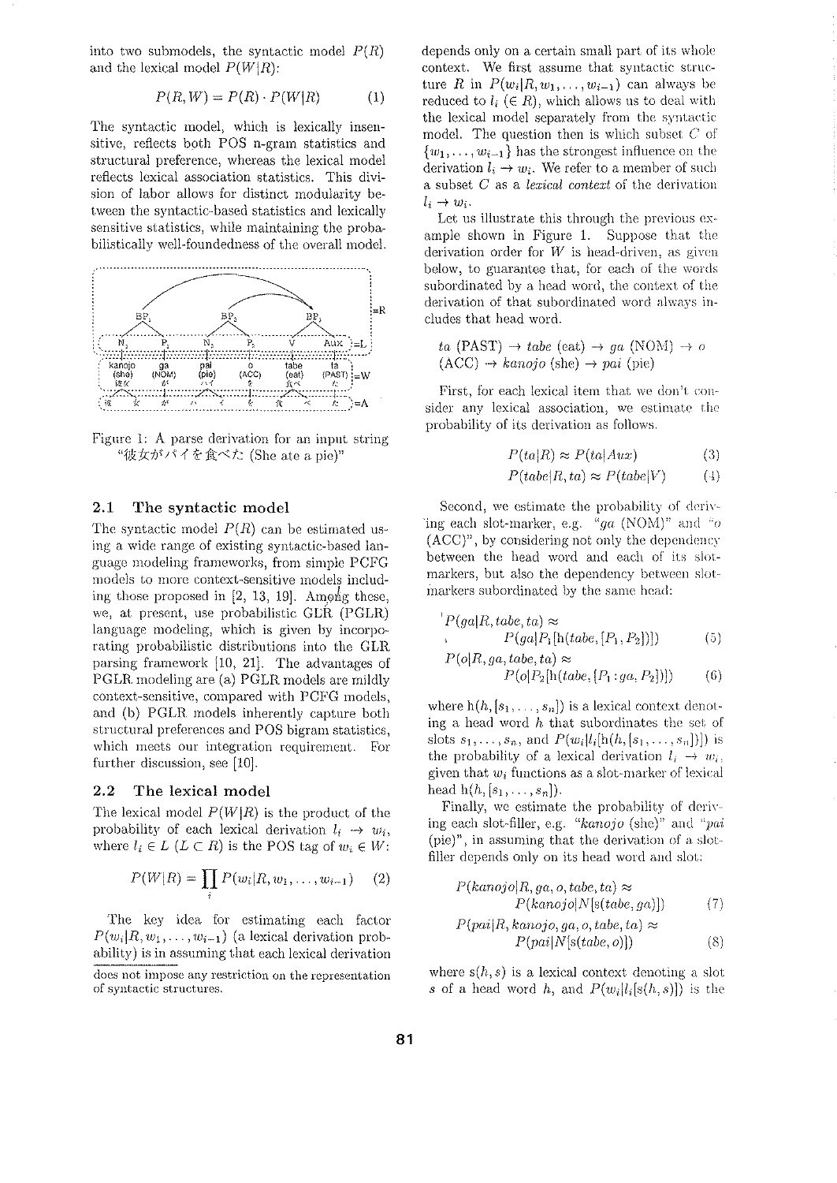into two submodels, the syntactic model $P(R)$ and the lexical model $P(W|R)$:

$$P(R, W) = P(R) \cdot P(W|R) \tag{1}$$

The syntactic model, which is lexically insensitive, reflects both POS n-gram statistics and structural preference, whereas the lexical model reflects lexical association statistics. This division of labor allows for distinct modularity between the syntactic-based statistics and lexically sensitive statistics, while maintaining the probabilistically well-foundedness of the overall model.

Figure 1: A parse derivation for an input string "彼女がパイを食べた (She ate a pie)"

## 2.1 The syntactic model

The syntactic model $P(R)$ can be estimated using a wide range of existing syntactic-based language modeling frameworks, from simple PCFG models to more context-sensitive models including those proposed in [2, 13, 19]. Among these, we, at present, use probabilistic GLR (PGLR) language modeling, which is given by incorporating probabilistic distributions into the GLR parsing framework [10, 21]. The advantages of PGLR modeling are (a) PGLR models are mildly context-sensitive, compared with PCFG models, and (b) PGLR models inherently capture both structural preferences and POS bigram statistics, which meets our integration requirement. For further discussion, see [10].

## 2.2 The lexical model

The lexical model $P(W|R)$ is the product of the probability of each lexical derivation $l_i \rightarrow w_i$, where $l_i \in L$ ($L \subset R$) is the POS tag of $w_i \in W$:

$$P(W|R) = \prod_i P(w_i|R, w_1, \ldots, w_{i-1}) \tag{2}$$

The key idea for estimating each factor $P(w_i|R, w_1, \ldots, w_{i-1})$ (a lexical derivation probability) is in assuming that each lexical derivation

---

does not impose any restriction on the representation of syntactic structures.

depends only on a certain small part of its whole context. We first assume that syntactic structure $R$ in $P(w_i|R, w_1, \ldots, w_{i-1})$ can always be reduced to $l_i$ ($\in R$), which allows us to deal with the lexical model separately from the syntactic model. The question then is which subset $C$ of $\{w_1, \ldots, w_{i-1}\}$ has the strongest influence on the derivation $l_i \rightarrow w_i$. We refer to a member of such a subset $C$ as a *lexical context* of the derivation $l_i \rightarrow w_i$.

Let us illustrate this through the previous example shown in Figure 1. Suppose that the derivation order for $W$ is head-driven, as given below, to guarantee that, for each of the words subordinated by a head word, the context of the derivation of that subordinated word always includes that head word.

> *ta* (PAST) $\rightarrow$ *tabe* (eat) $\rightarrow$ *ga* (NOM) $\rightarrow$ *o* (ACC) $\rightarrow$ *kanojo* (she) $\rightarrow$ *pai* (pie)

First, for each lexical item that we don't consider any lexical association, we estimate the probability of its derivation as follows.

$$P(ta|R) \approx P(ta|Aux) \tag{3}$$

$$P(tabe|R, ta) \approx P(tabe|V) \tag{4}$$

Second, we estimate the probability of deriving each slot-marker, e.g. "*ga* (NOM)" and "*o* (ACC)", by considering not only the dependency between the head word and each of its slot-markers, but also the dependency between slot-markers subordinated by the same head:

$$P(ga|R, tabe, ta) \approx P(ga|P_1[\mathrm{h}(tabe, [P_1, P_2])]) \tag{5}$$

$$P(o|R, ga, tabe, ta) \approx P(o|P_2[\mathrm{h}(tabe, [P_1 : ga, P_2])]) \tag{6}$$

where $\mathrm{h}(h, [s_1, \ldots, s_n])$ is a lexical context denoting a head word $h$ that subordinates the set of slots $s_1, \ldots, s_n$, and $P(w_i|l_i[\mathrm{h}(h, [s_1, \ldots, s_n])])$ is the probability of a lexical derivation $l_i \rightarrow w_i$, given that $w_i$ functions as a slot-marker of lexical head $\mathrm{h}(h, [s_1, \ldots, s_n])$.

Finally, we estimate the probability of deriving each slot-filler, e.g. "*kanojo* (she)" and "*pai* (pie)", in assuming that the derivation of a slot-filler depends only on its head word and slot:

$$P(kanojo|R, ga, o, tabe, ta) \approx P(kanojo|N[\mathrm{s}(tabe, ga)]) \tag{7}$$

$$P(pai|R, kanojo, ga, o, tabe, ta) \approx P(pai|N[\mathrm{s}(tabe, o)]) \tag{8}$$

where $\mathrm{s}(h, s)$ is a lexical context denoting a slot $s$ of a head word $h$, and $P(w_i|l_i[\mathrm{s}(h, s)])$ is the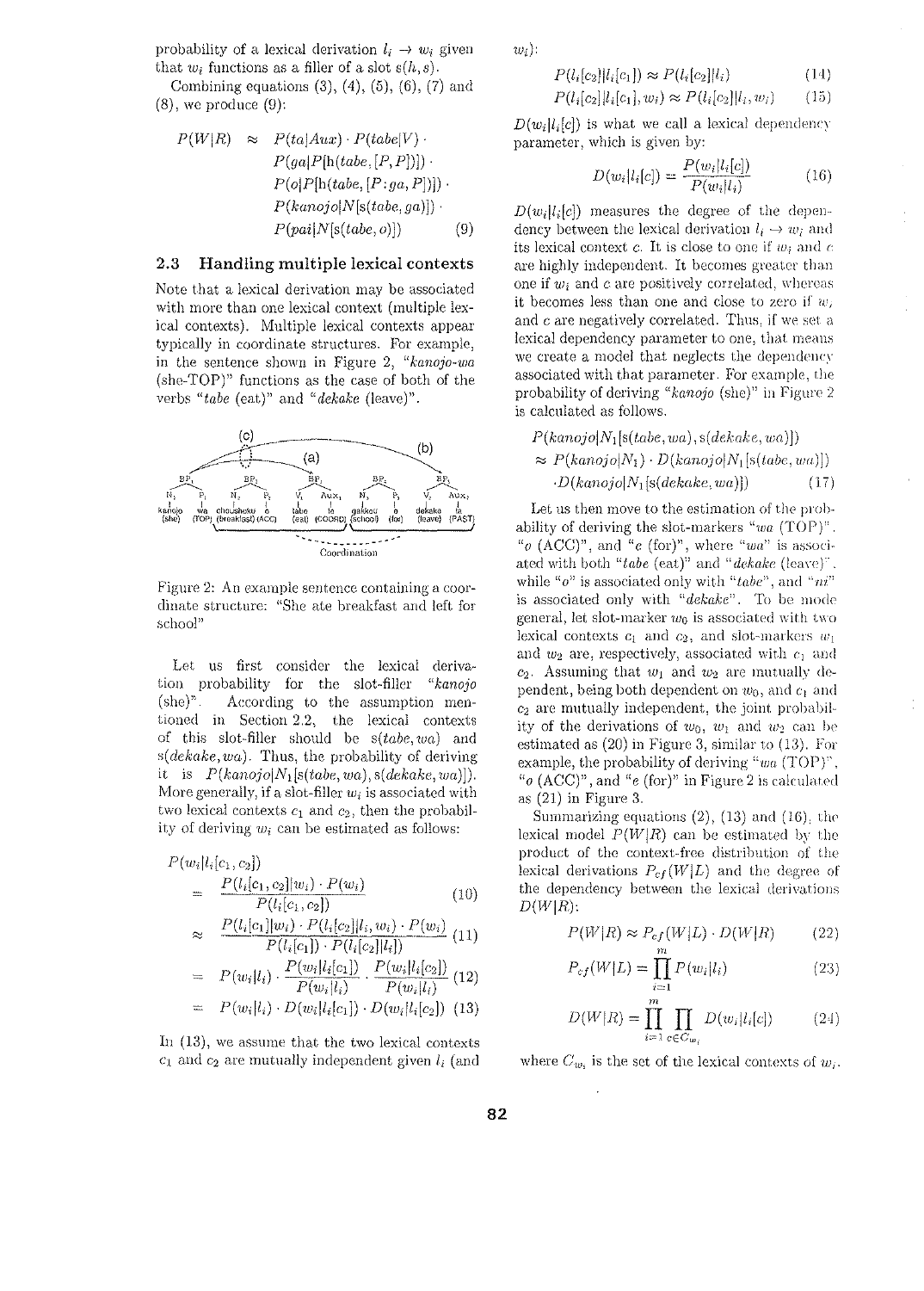probability of a lexical derivation $l_i \rightarrow w_i$ given that $w_i$ functions as a filler of a slot $s(h, s)$.

Combining equations (3), (4), (5), (6), (7) and (8), we produce (9):

$$
\begin{aligned}
P(W|R) \approx\ & P(ta|Aux) \cdot P(tabe|V) \cdot \\
& P(ga|P[\mathrm{h}(tabe, [P, P])]) \cdot \\
& P(o|P[\mathrm{h}(tabe, [P{:}\,ga, P])]) \cdot \\
& P(kanojo|N[\mathrm{s}(tabe, ga)]) \cdot \\
& P(pai|N[\mathrm{s}(tabe, o)])
\end{aligned} \quad (9)
$$

## 2.3 Handling multiple lexical contexts

Note that a lexical derivation may be associated with more than one lexical context (multiple lexical contexts). Multiple lexical contexts appear typically in coordinate structures. For example, in the sentence shown in Figure 2, "*kanojo-wa* (she-TOP)" functions as the case of both of the verbs "*tabe* (eat)" and "*dekake* (leave)".

Figure 2: An example sentence containing a coordinate structure: "She ate breakfast and left for school"

Let us first consider the lexical derivation probability for the slot-filler "*kanojo* (she)". According to the assumption mentioned in Section 2.2, the lexical contexts of this slot-filler should be $\mathrm{s}(tabe, wa)$ and $\mathrm{s}(dekake, wa)$. Thus, the probability of deriving it is $P(kanojo|N_1[\mathrm{s}(tabe, wa), \mathrm{s}(dekake, wa)])$. More generally, if a slot-filler $w_i$ is associated with two lexical contexts $c_1$ and $c_2$, then the probability of deriving $w_i$ can be estimated as follows:

$$
\begin{aligned}
& P(w_i|l_i[c_1, c_2]) \\
&= \frac{P(l_i[c_1, c_2]|w_i) \cdot P(w_i)}{P(l_i[c_1, c_2])} && (10) \\
&\approx \frac{P(l_i[c_1]|w_i) \cdot P(l_i[c_2]|l_i, w_i) \cdot P(w_i)}{P(l_i[c_1]) \cdot P(l_i[c_2]|l_i)} && (11) \\
&= P(w_i|l_i) \cdot \frac{P(w_i|l_i[c_1])}{P(w_i|l_i)} \cdot \frac{P(w_i|l_i[c_2])}{P(w_i|l_i)} && (12) \\
&= P(w_i|l_i) \cdot D(w_i|l_i[c_1]) \cdot D(w_i|l_i[c_2]) && (13)
\end{aligned}
$$

In (13), we assume that the two lexical contexts $c_1$ and $c_2$ are mutually independent given $l_i$ (and $w_i$):

$$P(l_i[c_2]|l_i[c_1]) \approx P(l_i[c_2]|l_i) \quad (14)$$

$$P(l_i[c_2]|l_i[c_1], w_i) \approx P(l_i[c_2]|l_i, w_i) \quad (15)$$

$D(w_i|l_i[c])$ is what we call a lexical dependency parameter, which is given by:

$$D(w_i|l_i[c]) = \frac{P(w_i|l_i[c])}{P(w_i|l_i)} \quad (16)$$

$D(w_i|l_i[c])$ measures the degree of the dependency between the lexical derivation $l_i \rightarrow w_i$ and its lexical context $c$. It is close to one if $w_i$ and $c$ are highly independent. It becomes greater than one if $w_i$ and $c$ are positively correlated, whereas it becomes less than one and close to zero if $w_i$ and $c$ are negatively correlated. Thus, if we set a lexical dependency parameter to one, that means we create a model that neglects the dependency associated with that parameter. For example, the probability of deriving "*kanojo* (she)" in Figure 2 is calculated as follows.

$$
\begin{aligned}
& P(kanojo|N_1[\mathrm{s}(tabe, wa), \mathrm{s}(dekake, wa)]) \\
&\approx P(kanojo|N_1) \cdot D(kanojo|N_1[\mathrm{s}(tabe, wa)]) \\
&\quad \cdot D(kanojo|N_1[\mathrm{s}(dekake, wa)])
\end{aligned} \quad (17)
$$

Let us then move to the estimation of the probability of deriving the slot-markers "*wa* (TOP)", "*o* (ACC)", and "*e* (for)", where "*wa*" is associated with both "*tabe* (eat)" and "*dekake* (leave)", while "*o*" is associated only with "*tabe*", and "*ni*" is associated only with "*dekake*". To be more general, let slot-marker $w_0$ is associated with two lexical contexts $c_1$ and $c_2$, and slot-markers $w_1$ and $w_2$ are, respectively, associated with $c_1$ and $c_2$. Assuming that $w_1$ and $w_2$ are mutually dependent, being both dependent on $w_0$, and $c_1$ and $c_2$ are mutually independent, the joint probability of the derivations of $w_0$, $w_1$ and $w_2$ can be estimated as (20) in Figure 3, similar to (13). For example, the probability of deriving "*wa* (TOP)", "*o* (ACC)", and "*e* (for)" in Figure 2 is calculated as (21) in Figure 3.

Summarizing equations (2), (13) and (16), the lexical model $P(W|R)$ can be estimated by the product of the context-free distribution of the lexical derivations $P_{cf}(W|L)$ and the degree of the dependency between the lexical derivations $D(W|R)$:

$$P(W|R) \approx P_{cf}(W|L) \cdot D(W|R) \quad (22)$$

$$P_{cf}(W|L) = \prod_{i=1}^{m} P(w_i|l_i) \quad (23)$$

$$D(W|R) = \prod_{i=1}^{m} \prod_{c \in C_{w_i}} D(w_i|l_i[c]) \quad (24)$$

where $C_{w_i}$ is the set of the lexical contexts of $w_i$.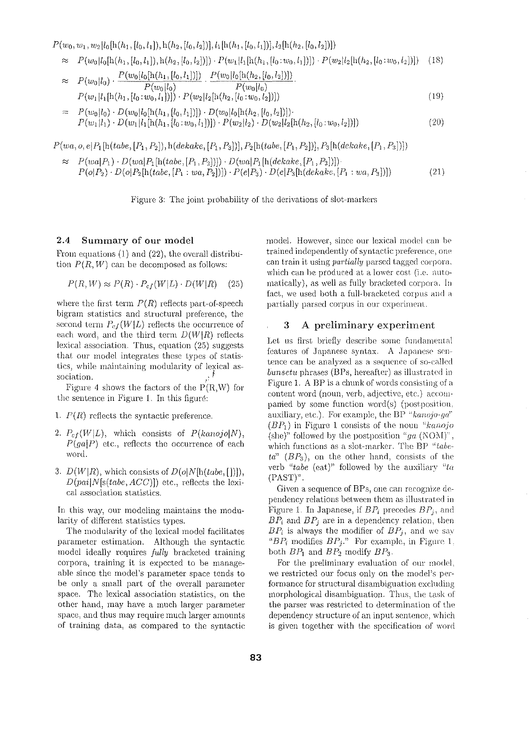$$P(w_0, w_1, w_2 | l_0[\text{h}(h_1, [l_0, l_1]), \text{h}(h_2, [l_0, l_2])], l_1[\text{h}(h_1, [l_0, l_1])], l_2[\text{h}(h_2, [l_0, l_2])])$$

$$\approx P(w_0 | l_0[\text{h}(h_1, [l_0, l_1]), \text{h}(h_2, [l_0, l_2])]) \cdot P(w_1 | l_1[\text{h}(h_1, [l_0 : w_0, l_1])]) \cdot P(w_2 | l_2[\text{h}(h_2, [l_0 : w_0, l_2])]) \quad (18)$$

$$\approx P(w_0 | l_0) \cdot \frac{P(w_0 | l_0[\text{h}(h_1, [l_0, l_1])])}{P(w_0 | l_0)} \cdot \frac{P(w_0 | l_0[\text{h}(h_2, [l_0, l_2])])}{P(w_0 | l_0)} \cdot$$
$$P(w_1 | l_1[\text{h}(h_1, [l_0 : w_0, l_1])]) \cdot P(w_2 | l_2[\text{h}(h_2, [l_0 : w_0, l_2])]) \quad (19)$$

$$= P(w_0 | l_0) \cdot D(w_0 | l_0[\text{h}(h_1, [l_0, l_1])]) \cdot D(w_0 | l_0[\text{h}(h_2, [l_0, l_2])]) \cdot$$
$$P(w_1 | l_1) \cdot D(w_1 | l_1[\text{h}(h_1, [l_0 : w_0, l_1])]) \cdot P(w_2 | l_2) \cdot D(w_2 | l_2[\text{h}(h_2, [l_0 : w_0, l_2])]) \quad (20)$$

$$P(wa, o, e | P_1[\text{h}(tabe, [P_1, P_2]), \text{h}(dekake, [P_1, P_3])], P_2[\text{h}(tabe, [P_1, P_2])], P_3[\text{h}(dekake, [P_1, P_3])])$$

$$\approx P(wa | P_1) \cdot D(wa | P_1[\text{h}(tabe, [P_1, P_2])]) \cdot D(wa | P_1[\text{h}(dekake, [P_1, P_3])]) \cdot$$
$$P(o | P_2) \cdot D(o | P_2[\text{h}(tabe, [P_1 : wa, P_2])]) \cdot P(e | P_3) \cdot D(e | P_3[\text{h}(dekake, [P_1 : wa, P_3])]) \quad (21)$$

Figure 3: The joint probability of the derivations of slot-markers

### 2.4 Summary of our model

From equations (1) and (22), the overall distribution $P(R, W)$ can be decomposed as follows:

$$P(R, W) \approx P(R) \cdot P_{cf}(W|L) \cdot D(W|R) \quad (25)$$

where the first term $P(R)$ reflects part-of-speech bigram statistics and structural preference, the second term $P_{cf}(W|L)$ reflects the occurrence of each word, and the third term $D(W|R)$ reflects lexical association. Thus, equation (25) suggests that our model integrates these types of statistics, while maintaining modularity of lexical association.

Figure 4 shows the factors of the P(R,W) for the sentence in Figure 1. In this figure:

1. $P(R)$ reflects the syntactic preference.
2. $P_{cf}(W|L)$, which consists of $P(kanojo|N)$, $P(ga|P)$ etc., reflects the occurrence of each word.
3. $D(W|R)$, which consists of $D(o|N[\text{h}(tabe, [\,])])$, $D(pai|N[\text{s}(tabe, ACC)])$ etc., reflects the lexical association statistics.

In this way, our modeling maintains the modularity of different statistics types.

The modularity of the lexical model facilitates parameter estimation. Although the syntactic model ideally requires *fully* bracketed training corpora, training it is expected to be manageable since the model's parameter space tends to be only a small part of the overall parameter space. The lexical association statistics, on the other hand, may have a much larger parameter space, and thus may require much larger amounts of training data, as compared to the syntactic model. However, since our lexical model can be trained independently of syntactic preference, one can train it using *partially* parsed tagged corpora, which can be produced at a lower cost (i.e. automatically), as well as fully bracketed corpora. In fact, we used both a full-bracketed corpus and a partially parsed corpus in our experiment.

## 3 A preliminary experiment

Let us first briefly describe some fundamental features of Japanese syntax. A Japanese sentence can be analyzed as a sequence of so-called *bunsetsu* phrases (BPs, hereafter) as illustrated in Figure 1. A BP is a chunk of words consisting of a content word (noun, verb, adjective, etc.) accompanied by some function word(s) (postposition, auxiliary, etc.). For example, the BP "*kanojo-ga*" ($BP_1$) in Figure 1 consists of the noun "*kanojo* (she)" followed by the postposition "*ga* (NOM)", which functions as a slot-marker. The BP "*tabe-ta*" ($BP_3$), on the other hand, consists of the verb "*tabe* (eat)" followed by the auxiliary "*ta* (PAST)".

Given a sequence of BPs, one can recognize dependency relations between them as illustrated in Figure 1. In Japanese, if $BP_i$ precedes $BP_j$, and $BP_i$ and $BP_j$ are in a dependency relation, then $BP_i$ is always the modifier of $BP_j$, and we say "$BP_i$ modifies $BP_j$." For example, in Figure 1, both $BP_1$ and $BP_2$ modify $BP_3$.

For the preliminary evaluation of our model, we restricted our focus only on the model's performance for structural disambiguation excluding morphological disambiguation. Thus, the task of the parser was restricted to determination of the dependency structure of an input sentence, which is given together with the specification of word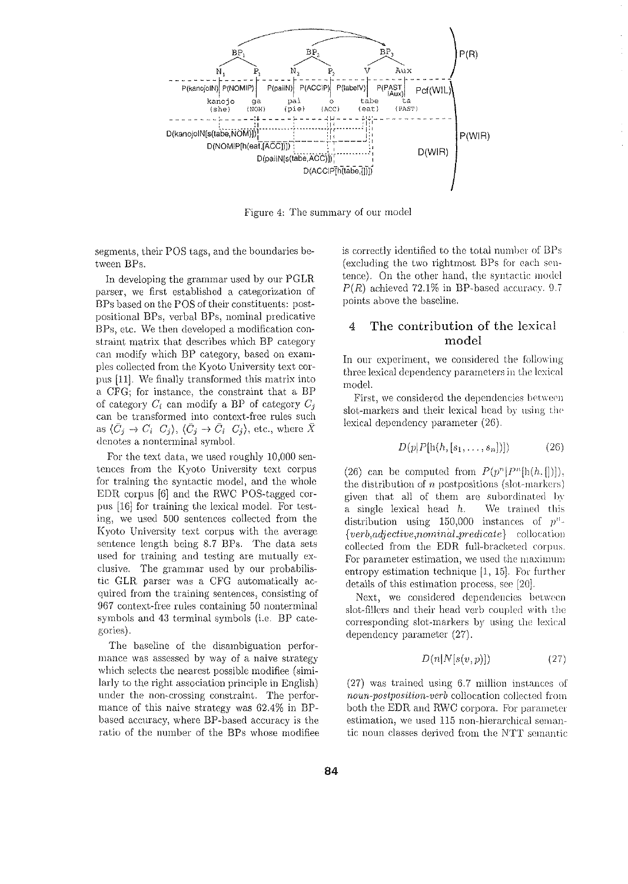Figure 4: The summary of our model

segments, their POS tags, and the boundaries between BPs.

In developing the grammar used by our PGLR parser, we first established a categorization of BPs based on the POS of their constituents: postpositional BPs, verbal BPs, nominal predicative BPs, etc. We then developed a modification constraint matrix that describes which BP category can modify which BP category, based on examples collected from the Kyoto University text corpus [11]. We finally transformed this matrix into a CFG; for instance, the constraint that a BP of category $C_i$ can modify a BP of category $C_j$ can be transformed into context-free rules such as $\langle \bar{C}_j \rightarrow C_i \; C_j \rangle$, $\langle \bar{C}_j \rightarrow \bar{C}_i \; C_j \rangle$, etc., where $\bar{X}$ denotes a nonterminal symbol.

For the text data, we used roughly 10,000 sentences from the Kyoto University text corpus for training the syntactic model, and the whole EDR corpus [6] and the RWC POS-tagged corpus [16] for training the lexical model. For testing, we used 500 sentences collected from the Kyoto University text corpus with the average sentence length being 8.7 BPs. The data sets used for training and testing are mutually exclusive. The grammar used by our probabilistic GLR parser was a CFG automatically acquired from the training sentences, consisting of 967 context-free rules containing 50 nonterminal symbols and 43 terminal symbols (i.e. BP categories).

The baseline of the disambiguation performance was assessed by way of a naive strategy which selects the nearest possible modifiee (similarly to the right association principle in English) under the non-crossing constraint. The performance of this naive strategy was 62.4% in BP-based accuracy, where BP-based accuracy is the ratio of the number of the BPs whose modifiee is correctly identified to the total number of BPs (excluding the two rightmost BPs for each sentence). On the other hand, the syntactic model $P(R)$ achieved 72.1% in BP-based accuracy, 9.7 points above the baseline.

## 4 The contribution of the lexical model

In our experiment, we considered the following three lexical dependency parameters in the lexical model.

First, we considered the dependencies between slot-markers and their lexical head by using the lexical dependency parameter (26).

$$D(p|P[\mathrm{h}(h, [s_1, \ldots, s_n])]) \tag{26}$$

(26) can be computed from $P(p^n|P^n[\mathrm{h}(h, [\,])])$, the distribution of $n$ postpositions (slot-markers) given that all of them are subordinated by a single lexical head $h$. We trained this distribution using 150,000 instances of $p^n$-*{verb,adjective,nominal_predicate}* collocation collected from the EDR full-bracketed corpus. For parameter estimation, we used the maximum entropy estimation technique [1, 15]. For further details of this estimation process, see [20].

Next, we considered dependencies between slot-fillers and their head verb coupled with the corresponding slot-markers by using the lexical dependency parameter (27).

$$D(n|N[s(v, p)]) \tag{27}$$

(27) was trained using 6.7 million instances of *noun-postposition-verb* collocation collected from both the EDR and RWC corpora. For parameter estimation, we used 115 non-hierarchical semantic noun classes derived from the NTT semantic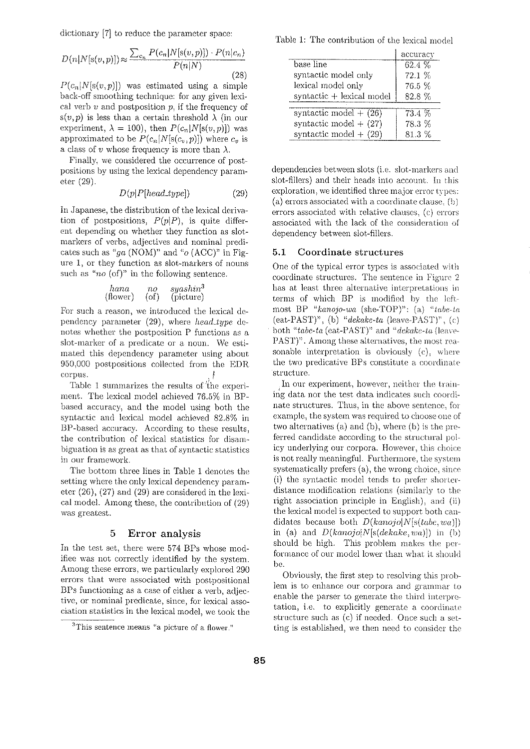dictionary [7] to reduce the parameter space:

$$D(n|N[s(v,p)]) \approx \frac{\sum_{c_n} P(c_n|N[s(v,p)]) \cdot P(n|c_n)}{P(n|N)} \tag{28}$$

$P(c_n|N[s(v,p)])$ was estimated using a simple back-off smoothing technique: for any given lexical verb $v$ and postposition $p$, if the frequency of $s(v,p)$ is less than a certain threshold $\lambda$ (in our experiment, $\lambda = 100$), then $P(c_n|N[s(v,p)])$ was approximated to be $P(c_n|N[s(c_v,p)])$ where $c_v$ is a class of $v$ whose frequency is more than $\lambda$.

Finally, we considered the occurrence of postpositions by using the lexical dependency parameter (29).

$$D(p|P[head\_type]) \tag{29}$$

In Japanese, the distribution of the lexical derivation of postpositions, $P(p|P)$, is quite different depending on whether they function as slot-markers of verbs, adjectives and nominal predicates such as "*ga* (NOM)" and "*o* (ACC)" in Figure 1, or they function as slot-markers of nouns such as "*no* (of)" in the following sentence.

*hana* (flower) *no* (of) *syashin*[3] (picture)

For such a reason, we introduced the lexical dependency parameter (29), where *head_type* denotes whether the postposition P functions as a slot-marker of a predicate or a noun. We estimated this dependency parameter using about 950,000 postpositions collected from the EDR corpus.

Table 1 summarizes the results of the experiment. The lexical model achieved 76.5% in BP-based accuracy, and the model using both the syntactic and lexical model achieved 82.8% in BP-based accuracy. According to these results, the contribution of lexical statistics for disambiguation is as great as that of syntactic statistics in our framework.

The bottom three lines in Table 1 denotes the setting where the only lexical dependency parameter (26), (27) and (29) are considered in the lexical model. Among these, the contribution of (29) was greatest.

## 5 Error analysis

In the test set, there were 574 BPs whose modifiee was not correctly identified by the system. Among these errors, we particularly explored 290 errors that were associated with postpositional BPs functioning as a case of either a verb, adjective, or nominal predicate, since, for lexical association statistics in the lexical model, we took the

[3] This sentence means "a picture of a flower."

Table 1: The contribution of the lexical model

| | accuracy |
|---|---|
| base line | 62.4 % |
| syntactic model only | 72.1 % |
| lexical model only | 76.5 % |
| syntactic + lexical model | 82.8 % |
| syntactic model + (26) | 73.4 % |
| syntactic model + (27) | 78.3 % |
| syntactic model + (29) | 81.3 % |

dependencies between slots (i.e. slot-markers and slot-fillers) and their heads into account. In this exploration, we identified three major error types: (a) errors associated with a coordinate clause, (b) errors associated with relative clauses, (c) errors associated with the lack of the consideration of dependency between slot-fillers.

### 5.1 Coordinate structures

One of the typical error types is associated with coordinate structures. The sentence in Figure 2 has at least three alternative interpretations in terms of which BP is modified by the leftmost BP "*kanojo-wa* (she-TOP)": (a) "*tabe-ta* (eat-PAST)", (b) "*dekake-ta* (leave-PAST)", (c) both "*tabe-ta* (eat-PAST)" and "*dekake-ta* (leave-PAST)". Among these alternatives, the most reasonable interpretation is obviously (c), where the two predicative BPs constitute a coordinate structure.

In our experiment, however, neither the training data nor the test data indicates such coordinate structures. Thus, in the above sentence, for example, the system was required to choose one of two alternatives (a) and (b), where (b) is the preferred candidate according to the structural policy underlying our corpora. However, this choice is not really meaningful. Furthermore, the system systematically prefers (a), the wrong choice, since (i) the syntactic model tends to prefer shorter-distance modification relations (similarly to the right association principle in English), and (ii) the lexical model is expected to support both candidates because both $D(kanojo|N[s(tabe, wa)])$ in (a) and $D(kanojo|N[s(dekake, wa)])$ in (b) should be high. This problem makes the performance of our model lower than what it should be.

Obviously, the first step to resolving this problem is to enhance our corpora and grammar to enable the parser to generate the third interpretation, i.e. to explicitly generate a coordinate structure such as (c) if needed. Once such a setting is established, we then need to consider the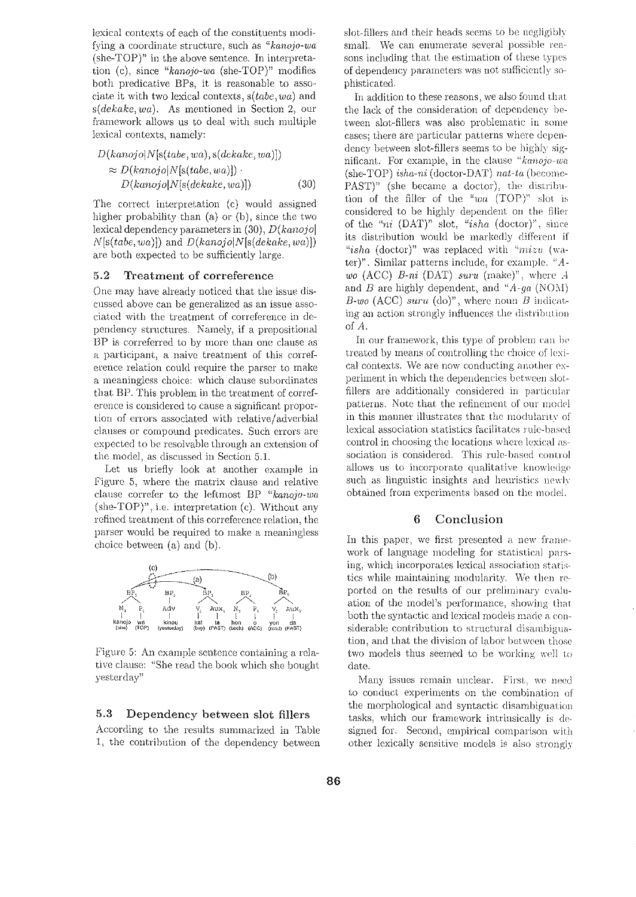lexical contexts of each of the constituents modifying a coordinate structure, such as "*kanojo-wa* (she-TOP)" in the above sentence. In interpretation (c), since "*kanojo-wa* (she-TOP)" modifies both predicative BPs, it is reasonable to associate it with two lexical contexts, $s(tabe, wa)$ and $s(dekake, wa)$. As mentioned in Section 2, our framework allows us to deal with such multiple lexical contexts, namely:

$$
\begin{aligned}
&D(kanojo|N[s(tabe, wa), s(dekake, wa)]) \\
&\quad \approx D(kanojo|N[s(tabe, wa)]) \cdot \\
&\qquad D(kanojo|N[s(dekake, wa)]) \qquad (30)
\end{aligned}
$$

The correct interpretation (c) would assigned higher probability than (a) or (b), since the two lexical dependency parameters in (30), $D(kanojo|N[s(tabe, wa)])$ and $D(kanojo|N[s(dekake, wa)])$ are both expected to be sufficiently large.

### 5.2 Treatment of correference

One may have already noticed that the issue discussed above can be generalized as an issue associated with the treatment of correference in dependency structures. Namely, if a prepositional BP is correferred to by more than one clause as a participant, a naive treatment of this correference relation could require the parser to make a meaningless choice: which clause subordinates that BP. This problem in the treatment of correference is considered to cause a significant proportion of errors associated with relative/adverbial clauses or compound predicates. Such errors are expected to be resolvable through an extension of the model, as discussed in Section 5.1.

Let us briefly look at another example in Figure 5, where the matrix clause and relative clause correfer to the leftmost BP "*kanojo-wa* (she-TOP)", i.e. interpretation (c). Without any refined treatment of this correference relation, the parser would be required to make a meaningless choice between (a) and (b).

Figure 5: An example sentence containing a relative clause: "She read the book which she bought yesterday"

### 5.3 Dependency between slot fillers

According to the results summarized in Table 1, the contribution of the dependency between slot-fillers and their heads seems to be negligibly small. We can enumerate several possible reasons including that the estimation of these types of dependency parameters was not sufficiently sophisticated.

In addition to these reasons, we also found that the lack of the consideration of dependency between slot-fillers was also problematic in some cases; there are particular patterns where dependency between slot-fillers seems to be highly significant. For example, in the clause "*kanojo-wa* (she-TOP) *isha-ni* (doctor-DAT) *nat-ta* (become-PAST)" (she became a doctor), the distribution of the filler of the "*wa* (TOP)" slot is considered to be highly dependent on the filler of the "*ni* (DAT)" slot, "*isha* (doctor)", since its distribution would be markedly different if "*isha* (doctor)" was replaced with "*mizu* (water)". Similar patterns include, for example, "*A-wo* (ACC) *B-ni* (DAT) *suru* (make)", where *A* and *B* are highly dependent, and "*A-ga* (NOM) *B-wo* (ACC) *suru* (do)", where noun *B* indicating an action strongly influences the distribution of *A*.

In our framework, this type of problem can be treated by means of controlling the choice of lexical contexts. We are now conducting another experiment in which the dependencies between slot-fillers are additionally considered in particular patterns. Note that the refinement of our model in this manner illustrates that the modularity of lexical association statistics facilitates rule-based control in choosing the locations where lexical association is considered. This rule-based control allows us to incorporate qualitative knowledge such as linguistic insights and heuristics newly obtained from experiments based on the model.

## 6 Conclusion

In this paper, we first presented a new framework of language modeling for statistical parsing, which incorporates lexical association statistics while maintaining modularity. We then reported on the results of our preliminary evaluation of the model's performance, showing that both the syntactic and lexical models made a considerable contribution to structural disambiguation, and that the division of labor between those two models thus seemed to be working well to date.

Many issues remain unclear. First, we need to conduct experiments on the combination of the morphological and syntactic disambiguation tasks, which our framework intrinsically is designed for. Second, empirical comparison with other lexically sensitive models is also strongly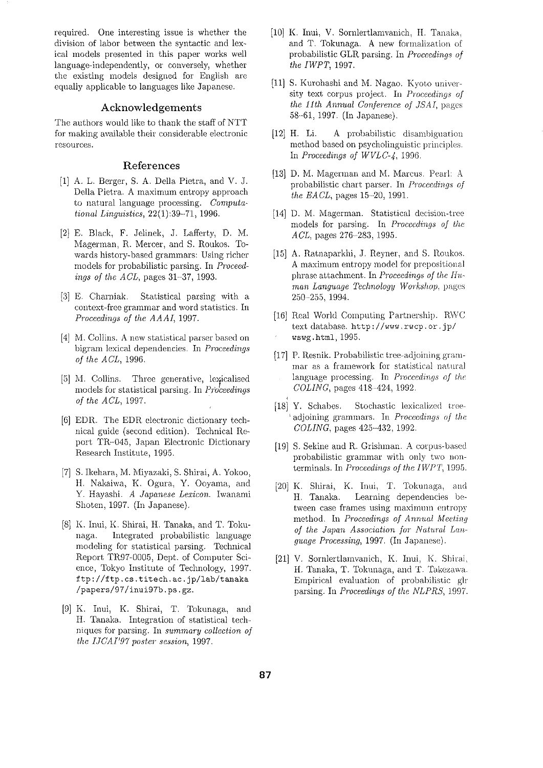required. One interesting issue is whether the division of labor between the syntactic and lexical models presented in this paper works well language-independently, or conversely, whether the existing models designed for English are equally applicable to languages like Japanese.

## Acknowledgements

The authors would like to thank the staff of NTT for making available their considerable electronic resources.

## References

[1] A. L. Berger, S. A. Della Pietra, and V. J. Della Pietra. A maximum entropy approach to natural language processing. *Computational Linguistics*, 22(1):39–71, 1996.

[2] E. Black, F. Jelinek, J. Lafferty, D. M. Magerman, R. Mercer, and S. Roukos. Towards history-based grammars: Using richer models for probabilistic parsing. In *Proceedings of the ACL*, pages 31–37, 1993.

[3] E. Charniak. Statistical parsing with a context-free grammar and word statistics. In *Proceedings of the AAAI*, 1997.

[4] M. Collins. A new statistical parser based on bigram lexical dependencies. In *Proceedings of the ACL*, 1996.

[5] M. Collins. Three generative, lexicalised models for statistical parsing. In *Proceedings of the ACL*, 1997.

[6] EDR. The EDR electronic dictionary technical guide (second edition). Technical Report TR-045, Japan Electronic Dictionary Research Institute, 1995.

[7] S. Ikehara, M. Miyazaki, S. Shirai, A. Yokoo, H. Nakaiwa, K. Ogura, Y. Ooyama, and Y. Hayashi. *A Japanese Lexicon*. Iwanami Shoten, 1997. (In Japanese).

[8] K. Inui, K. Shirai, H. Tanaka, and T. Tokunaga. Integrated probabilistic language modeling for statistical parsing. Technical Report TR97-0005, Dept. of Computer Science, Tokyo Institute of Technology, 1997. ftp://ftp.cs.titech.ac.jp/lab/tanaka/papers/97/inui97b.ps.gz.

[9] K. Inui, K. Shirai, T. Tokunaga, and H. Tanaka. Integration of statistical techniques for parsing. In *summary collection of the IJCAI'97 poster session*, 1997.

[10] K. Inui, V. Sornlertlamvanich, H. Tanaka, and T. Tokunaga. A new formalization of probabilistic GLR parsing. In *Proceedings of the IWPT*, 1997.

[11] S. Kurohashi and M. Nagao. Kyoto university text corpus project. In *Proceedings of the 11th Annual Conference of JSAI*, pages 58–61, 1997. (In Japanese).

[12] H. Li. A probabilistic disambiguation method based on psycholinguistic principles. In *Proceedings of WVLC-4*, 1996.

[13] D. M. Magerman and M. Marcus. Pearl: A probabilistic chart parser. In *Proceedings of the EACL*, pages 15–20, 1991.

[14] D. M. Magerman. Statistical decision-tree models for parsing. In *Proceedings of the ACL*, pages 276–283, 1995.

[15] A. Ratnaparkhi, J. Reyner, and S. Roukos. A maximum entropy model for prepositional phrase attachment. In *Proceedings of the Human Language Technology Workshop*, pages 250–255, 1994.

[16] Real World Computing Partnership. RWC text database. http://www.rwcp.or.jp/wswg.html, 1995.

[17] P. Resnik. Probabilistic tree-adjoining grammar as a framework for statistical natural language processing. In *Proceedings of the COLING*, pages 418–424, 1992.

[18] Y. Schabes. Stochastic lexicalized tree-adjoining grammars. In *Proceedings of the COLING*, pages 425–432, 1992.

[19] S. Sekine and R. Grishman. A corpus-based probabilistic grammar with only two non-terminals. In *Proceedings of the IWPT*, 1995.

[20] K. Shirai, K. Inui, T. Tokunaga, and H. Tanaka. Learning dependencies between case frames using maximum entropy method. In *Proceedings of Annual Meeting of the Japan Association for Natural Language Processing*, 1997. (In Japanese).

[21] V. Sornlertlamvanich, K. Inui, K. Shirai, H. Tanaka, T. Tokunaga, and T. Takezawa. Empirical evaluation of probabilistic glr parsing. In *Proceedings of the NLPRS*, 1997.